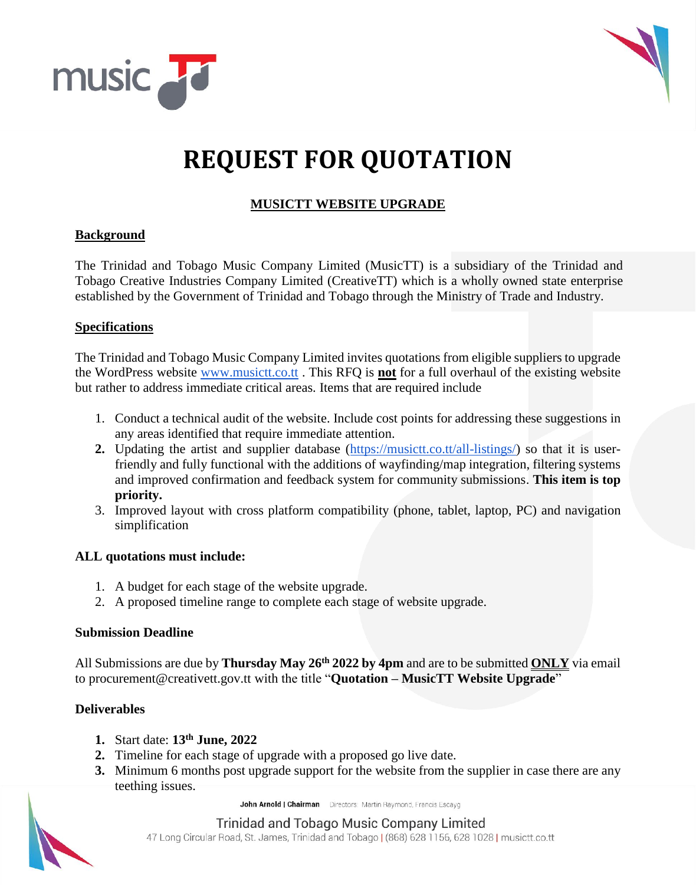# REQUEST FOR QUOTATION

## MUSICTT WEBSITE UPGRADE

### Background

The Trinidad and Tobago Music Company Limited (MusicTT) is a subsidiary of the Trinidad and Tobago Creative Industries Company Limited (CreativeTT) which is a wholly owned state enterprise established by the Government of Trinidad and Tobago through the Ministry of Trade and Industry.

### Specifications

The Trinidad and Tobago Music Company Limited invites quotations from eligible suppliers to upgrade the WordPress website www.musictt.co.tt . This RFQ is **not** for a full overhaul of the existing website but rather to address immediate critical areas. Items that are required include

1. Conduct a technical audit of the website. Include cost points for addressing these suggestions in any areas identified that require immediate attention.
2. Updating the artist and supplier database (https://musictt.co.tt/all-listings/) so that it is user-friendly and fully functional with the additions of wayfinding/map integration, filtering systems and improved confirmation and feedback system for community submissions. **This item is top priority.**
3. Improved layout with cross platform compatibility (phone, tablet, laptop, PC) and navigation simplification

### ALL quotations must include:

1. A budget for each stage of the website upgrade.
2. A proposed timeline range to complete each stage of website upgrade.

### Submission Deadline

All Submissions are due by **Thursday May 26th 2022 by 4pm** and are to be submitted **ONLY** via email to procurement@creativett.gov.tt with the title "**Quotation – MusicTT Website Upgrade**"

### Deliverables

1. Start date: **13th June, 2022**
2. Timeline for each stage of upgrade with a proposed go live date.
3. Minimum 6 months post upgrade support for the website from the supplier in case there are any teething issues.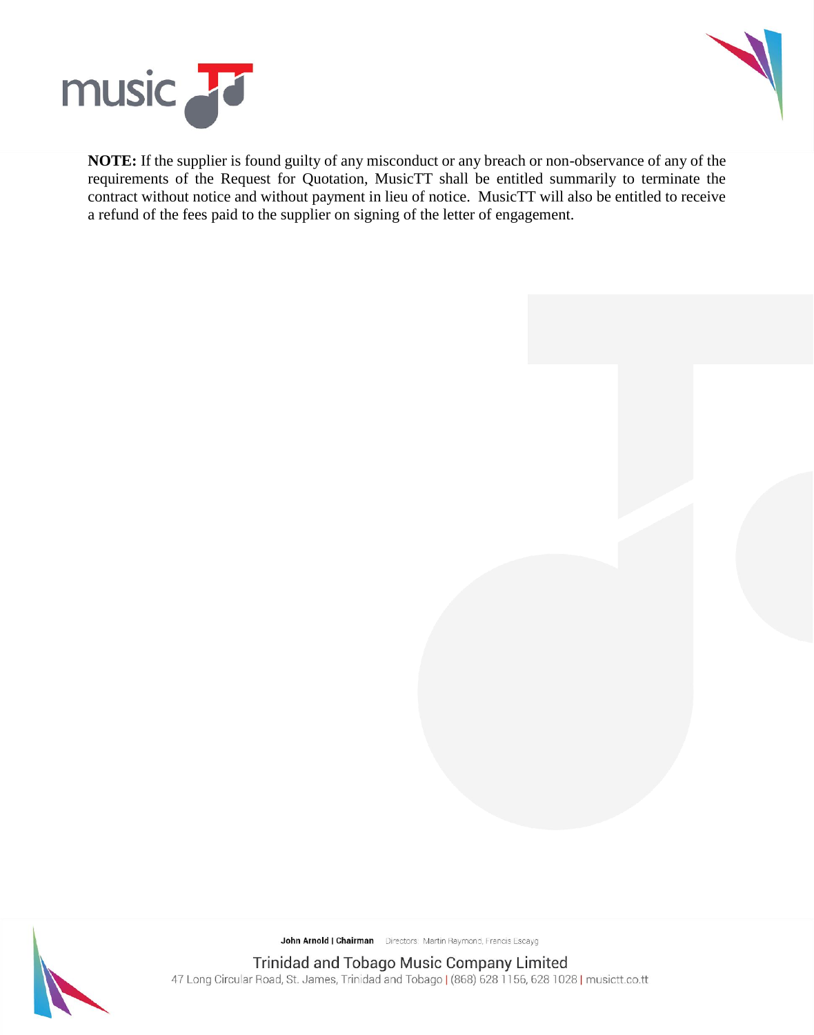**NOTE:** If the supplier is found guilty of any misconduct or any breach or non-observance of any of the requirements of the Request for Quotation, MusicTT shall be entitled summarily to terminate the contract without notice and without payment in lieu of notice. MusicTT will also be entitled to receive a refund of the fees paid to the supplier on signing of the letter of engagement.